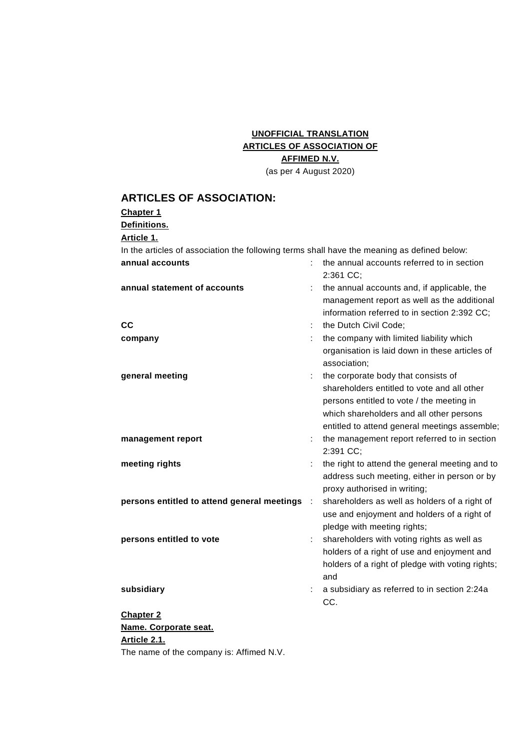**UNOFFICIAL TRANSLATION**
**ARTICLES OF ASSOCIATION OF**
**AFFIMED N.V.**
(as per 4 August 2020)

# ARTICLES OF ASSOCIATION:

**Chapter 1**
**Definitions.**
**Article 1.**

In the articles of association the following terms shall have the meaning as defined below:

| | | |
|---|---|---|
| **annual accounts** | : | the annual accounts referred to in section 2:361 CC; |
| **annual statement of accounts** | : | the annual accounts and, if applicable, the management report as well as the additional information referred to in section 2:392 CC; |
| **CC** | : | the Dutch Civil Code; |
| **company** | : | the company with limited liability which organisation is laid down in these articles of association; |
| **general meeting** | : | the corporate body that consists of shareholders entitled to vote and all other persons entitled to vote / the meeting in which shareholders and all other persons entitled to attend general meetings assemble; |
| **management report** | : | the management report referred to in section 2:391 CC; |
| **meeting rights** | : | the right to attend the general meeting and to address such meeting, either in person or by proxy authorised in writing; |
| **persons entitled to attend general meetings** | : | shareholders as well as holders of a right of use and enjoyment and holders of a right of pledge with meeting rights; |
| **persons entitled to vote** | : | shareholders with voting rights as well as holders of a right of use and enjoyment and holders of a right of pledge with voting rights; and |
| **subsidiary** | : | a subsidiary as referred to in section 2:24a CC. |

**Chapter 2**
**Name. Corporate seat.**
**Article 2.1.**

The name of the company is: Affimed N.V.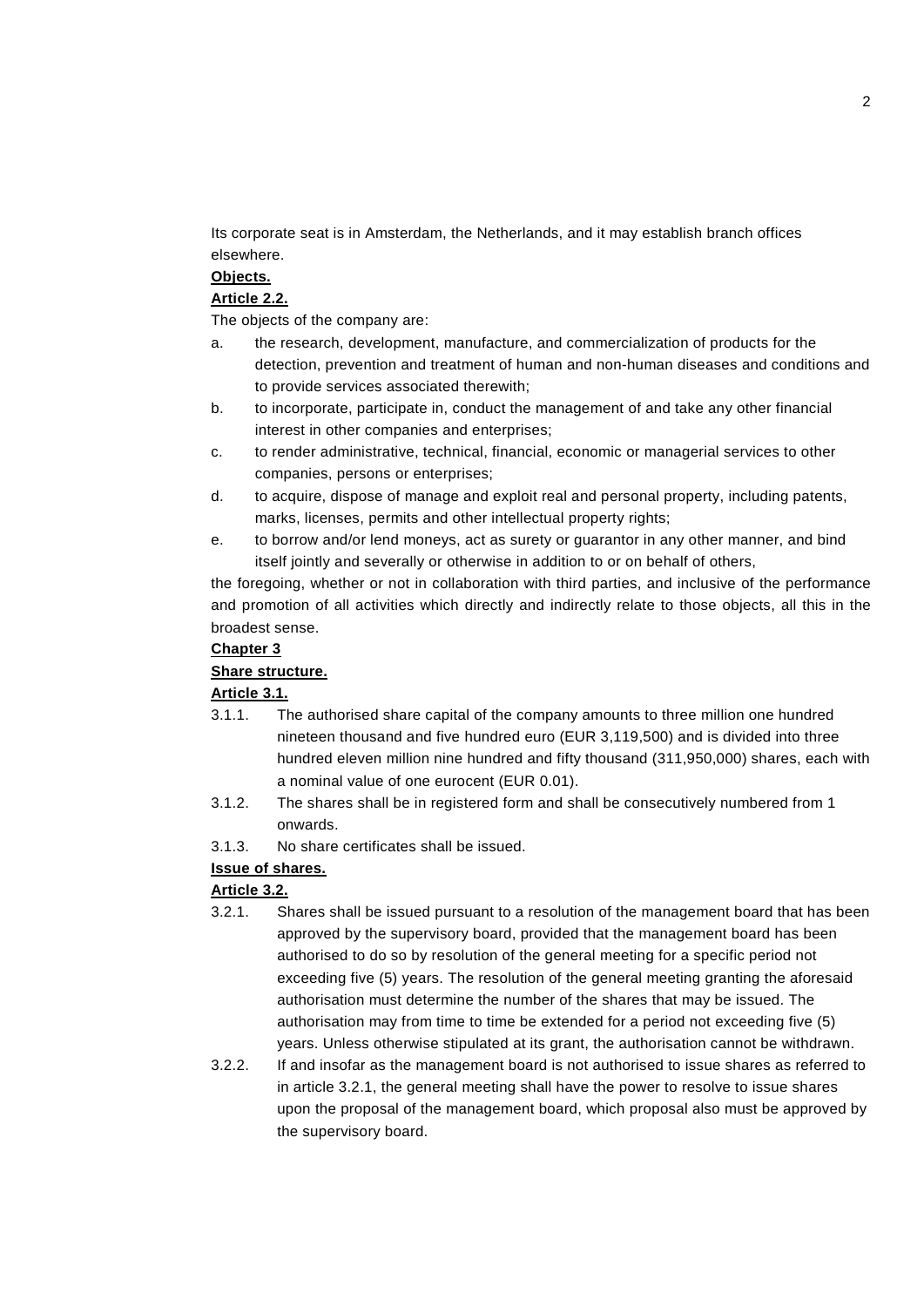Its corporate seat is in Amsterdam, the Netherlands, and it may establish branch offices elsewhere.

**Objects.**

**Article 2.2.**

The objects of the company are:

a. the research, development, manufacture, and commercialization of products for the detection, prevention and treatment of human and non-human diseases and conditions and to provide services associated therewith;

b. to incorporate, participate in, conduct the management of and take any other financial interest in other companies and enterprises;

c. to render administrative, technical, financial, economic or managerial services to other companies, persons or enterprises;

d. to acquire, dispose of manage and exploit real and personal property, including patents, marks, licenses, permits and other intellectual property rights;

e. to borrow and/or lend moneys, act as surety or guarantor in any other manner, and bind itself jointly and severally or otherwise in addition to or on behalf of others,

the foregoing, whether or not in collaboration with third parties, and inclusive of the performance and promotion of all activities which directly and indirectly relate to those objects, all this in the broadest sense.

**Chapter 3**

**Share structure.**

**Article 3.1.**

3.1.1. The authorised share capital of the company amounts to three million one hundred nineteen thousand and five hundred euro (EUR 3,119,500) and is divided into three hundred eleven million nine hundred and fifty thousand (311,950,000) shares, each with a nominal value of one eurocent (EUR 0.01).

3.1.2. The shares shall be in registered form and shall be consecutively numbered from 1 onwards.

3.1.3. No share certificates shall be issued.

**Issue of shares.**

**Article 3.2.**

3.2.1. Shares shall be issued pursuant to a resolution of the management board that has been approved by the supervisory board, provided that the management board has been authorised to do so by resolution of the general meeting for a specific period not exceeding five (5) years. The resolution of the general meeting granting the aforesaid authorisation must determine the number of the shares that may be issued. The authorisation may from time to time be extended for a period not exceeding five (5) years. Unless otherwise stipulated at its grant, the authorisation cannot be withdrawn.

3.2.2. If and insofar as the management board is not authorised to issue shares as referred to in article 3.2.1, the general meeting shall have the power to resolve to issue shares upon the proposal of the management board, which proposal also must be approved by the supervisory board.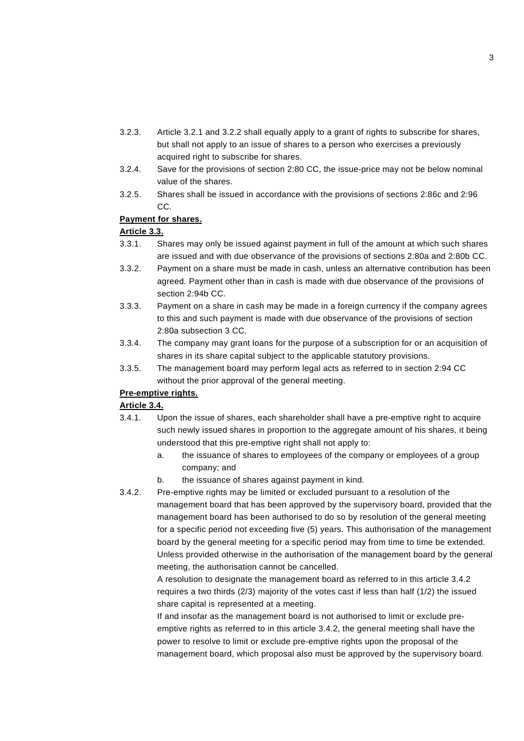3.2.3. Article 3.2.1 and 3.2.2 shall equally apply to a grant of rights to subscribe for shares, but shall not apply to an issue of shares to a person who exercises a previously acquired right to subscribe for shares.

3.2.4. Save for the provisions of section 2:80 CC, the issue-price may not be below nominal value of the shares.

3.2.5. Shares shall be issued in accordance with the provisions of sections 2:86c and 2:96 CC.

**Payment for shares.**

**Article 3.3.**

3.3.1. Shares may only be issued against payment in full of the amount at which such shares are issued and with due observance of the provisions of sections 2:80a and 2:80b CC.

3.3.2. Payment on a share must be made in cash, unless an alternative contribution has been agreed. Payment other than in cash is made with due observance of the provisions of section 2:94b CC.

3.3.3. Payment on a share in cash may be made in a foreign currency if the company agrees to this and such payment is made with due observance of the provisions of section 2:80a subsection 3 CC.

3.3.4. The company may grant loans for the purpose of a subscription for or an acquisition of shares in its share capital subject to the applicable statutory provisions.

3.3.5. The management board may perform legal acts as referred to in section 2:94 CC without the prior approval of the general meeting.

**Pre-emptive rights.**

**Article 3.4.**

3.4.1. Upon the issue of shares, each shareholder shall have a pre-emptive right to acquire such newly issued shares in proportion to the aggregate amount of his shares, it being understood that this pre-emptive right shall not apply to:

a. the issuance of shares to employees of the company or employees of a group company; and

b. the issuance of shares against payment in kind.

3.4.2. Pre-emptive rights may be limited or excluded pursuant to a resolution of the management board that has been approved by the supervisory board, provided that the management board has been authorised to do so by resolution of the general meeting for a specific period not exceeding five (5) years. This authorisation of the management board by the general meeting for a specific period may from time to time be extended. Unless provided otherwise in the authorisation of the management board by the general meeting, the authorisation cannot be cancelled.

A resolution to designate the management board as referred to in this article 3.4.2 requires a two thirds (2/3) majority of the votes cast if less than half (1/2) the issued share capital is represented at a meeting.

If and insofar as the management board is not authorised to limit or exclude pre-emptive rights as referred to in this article 3.4.2, the general meeting shall have the power to resolve to limit or exclude pre-emptive rights upon the proposal of the management board, which proposal also must be approved by the supervisory board.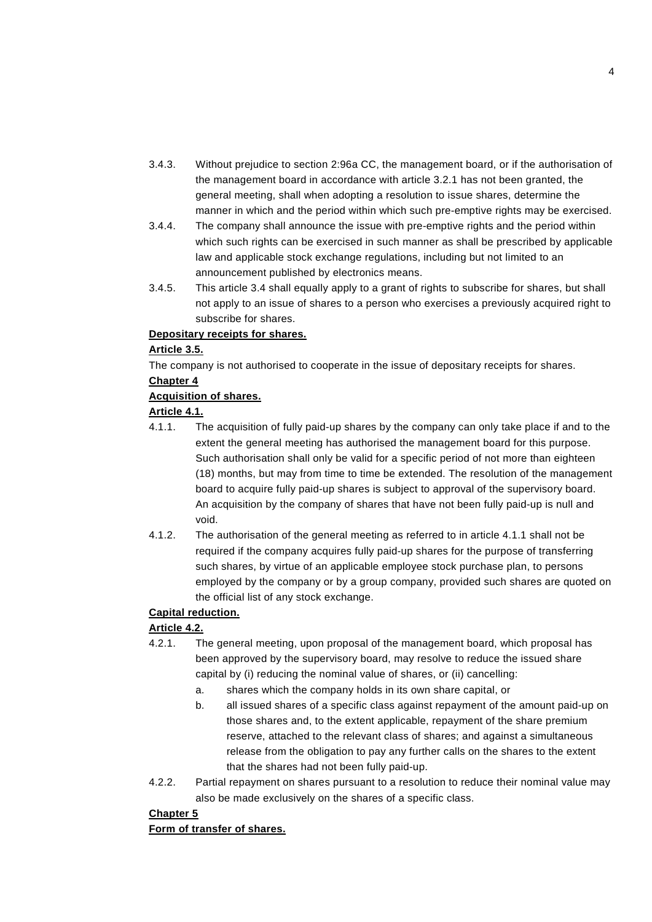3.4.3. Without prejudice to section 2:96a CC, the management board, or if the authorisation of the management board in accordance with article 3.2.1 has not been granted, the general meeting, shall when adopting a resolution to issue shares, determine the manner in which and the period within which such pre-emptive rights may be exercised.

3.4.4. The company shall announce the issue with pre-emptive rights and the period within which such rights can be exercised in such manner as shall be prescribed by applicable law and applicable stock exchange regulations, including but not limited to an announcement published by electronics means.

3.4.5. This article 3.4 shall equally apply to a grant of rights to subscribe for shares, but shall not apply to an issue of shares to a person who exercises a previously acquired right to subscribe for shares.

**Depositary receipts for shares.**

**Article 3.5.**

The company is not authorised to cooperate in the issue of depositary receipts for shares.

**Chapter 4**

**Acquisition of shares.**

**Article 4.1.**

4.1.1. The acquisition of fully paid-up shares by the company can only take place if and to the extent the general meeting has authorised the management board for this purpose. Such authorisation shall only be valid for a specific period of not more than eighteen (18) months, but may from time to time be extended. The resolution of the management board to acquire fully paid-up shares is subject to approval of the supervisory board. An acquisition by the company of shares that have not been fully paid-up is null and void.

4.1.2. The authorisation of the general meeting as referred to in article 4.1.1 shall not be required if the company acquires fully paid-up shares for the purpose of transferring such shares, by virtue of an applicable employee stock purchase plan, to persons employed by the company or by a group company, provided such shares are quoted on the official list of any stock exchange.

**Capital reduction.**

**Article 4.2.**

4.2.1. The general meeting, upon proposal of the management board, which proposal has been approved by the supervisory board, may resolve to reduce the issued share capital by (i) reducing the nominal value of shares, or (ii) cancelling:

a. shares which the company holds in its own share capital, or

b. all issued shares of a specific class against repayment of the amount paid-up on those shares and, to the extent applicable, repayment of the share premium reserve, attached to the relevant class of shares; and against a simultaneous release from the obligation to pay any further calls on the shares to the extent that the shares had not been fully paid-up.

4.2.2. Partial repayment on shares pursuant to a resolution to reduce their nominal value may also be made exclusively on the shares of a specific class.

**Chapter 5**

**Form of transfer of shares.**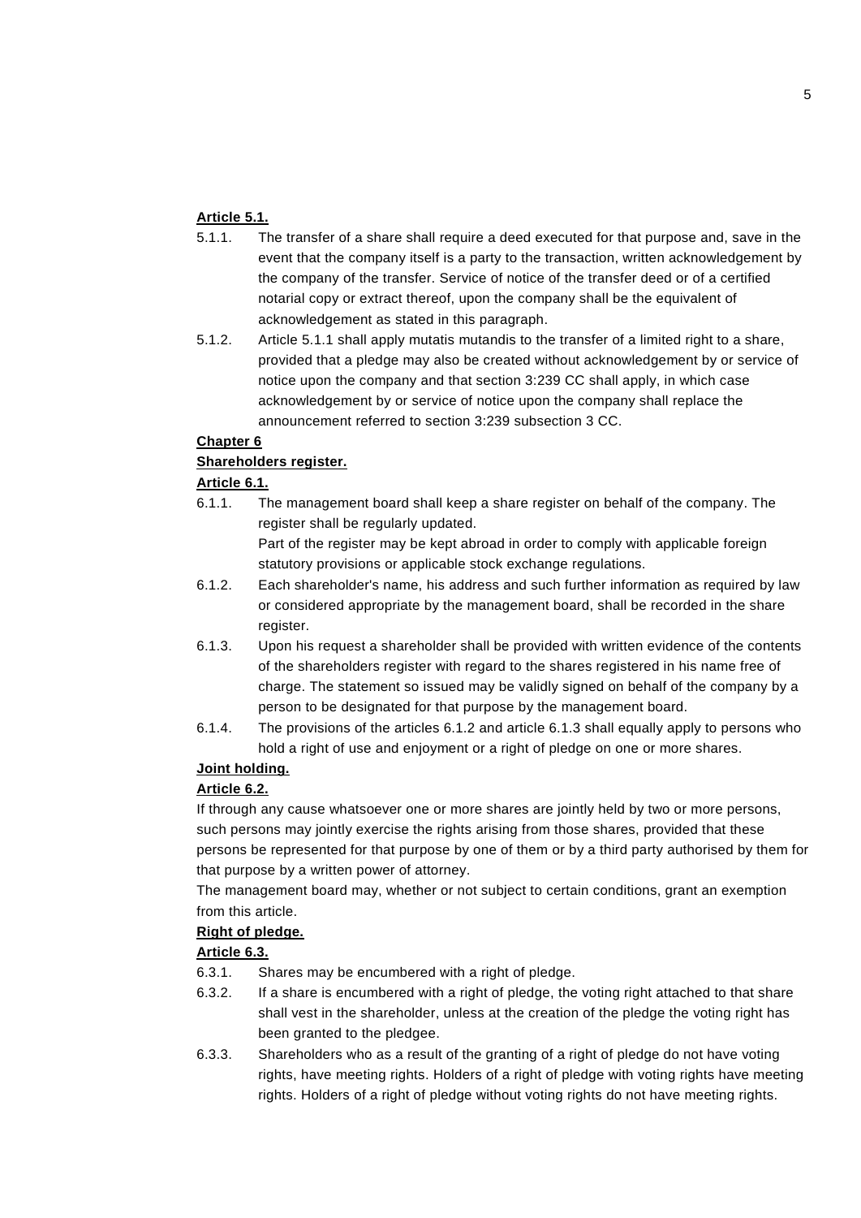**Article 5.1.**

5.1.1. The transfer of a share shall require a deed executed for that purpose and, save in the event that the company itself is a party to the transaction, written acknowledgement by the company of the transfer. Service of notice of the transfer deed or of a certified notarial copy or extract thereof, upon the company shall be the equivalent of acknowledgement as stated in this paragraph.

5.1.2. Article 5.1.1 shall apply mutatis mutandis to the transfer of a limited right to a share, provided that a pledge may also be created without acknowledgement by or service of notice upon the company and that section 3:239 CC shall apply, in which case acknowledgement by or service of notice upon the company shall replace the announcement referred to section 3:239 subsection 3 CC.

**Chapter 6**

**Shareholders register.**

**Article 6.1.**

6.1.1. The management board shall keep a share register on behalf of the company. The register shall be regularly updated.
Part of the register may be kept abroad in order to comply with applicable foreign statutory provisions or applicable stock exchange regulations.

6.1.2. Each shareholder's name, his address and such further information as required by law or considered appropriate by the management board, shall be recorded in the share register.

6.1.3. Upon his request a shareholder shall be provided with written evidence of the contents of the shareholders register with regard to the shares registered in his name free of charge. The statement so issued may be validly signed on behalf of the company by a person to be designated for that purpose by the management board.

6.1.4. The provisions of the articles 6.1.2 and article 6.1.3 shall equally apply to persons who hold a right of use and enjoyment or a right of pledge on one or more shares.

**Joint holding.**

**Article 6.2.**

If through any cause whatsoever one or more shares are jointly held by two or more persons, such persons may jointly exercise the rights arising from those shares, provided that these persons be represented for that purpose by one of them or by a third party authorised by them for that purpose by a written power of attorney.

The management board may, whether or not subject to certain conditions, grant an exemption from this article.

**Right of pledge.**

**Article 6.3.**

6.3.1. Shares may be encumbered with a right of pledge.

6.3.2. If a share is encumbered with a right of pledge, the voting right attached to that share shall vest in the shareholder, unless at the creation of the pledge the voting right has been granted to the pledgee.

6.3.3. Shareholders who as a result of the granting of a right of pledge do not have voting rights, have meeting rights. Holders of a right of pledge with voting rights have meeting rights. Holders of a right of pledge without voting rights do not have meeting rights.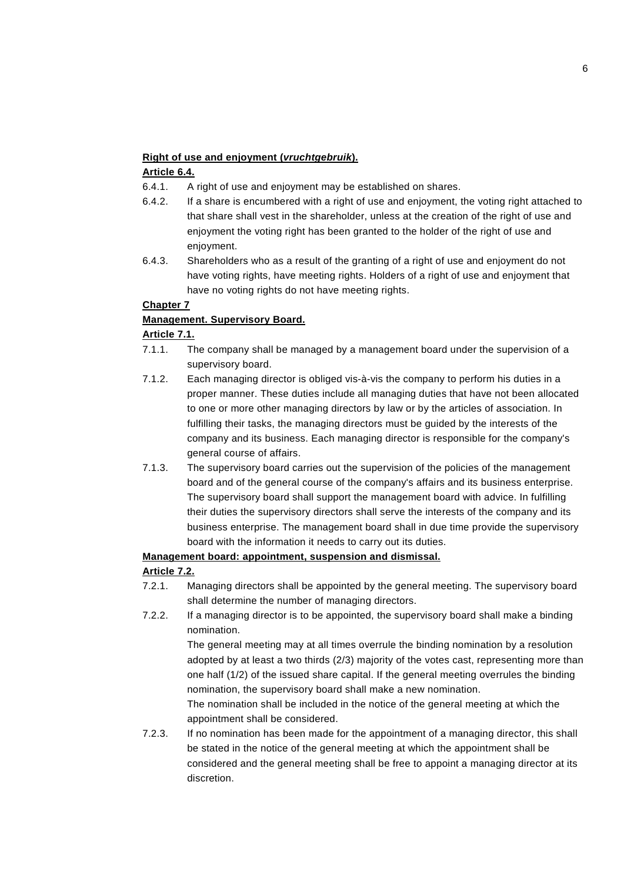**Right of use and enjoyment (*vruchtgebruik*).**

**Article 6.4.**

6.4.1. A right of use and enjoyment may be established on shares.

6.4.2. If a share is encumbered with a right of use and enjoyment, the voting right attached to that share shall vest in the shareholder, unless at the creation of the right of use and enjoyment the voting right has been granted to the holder of the right of use and enjoyment.

6.4.3. Shareholders who as a result of the granting of a right of use and enjoyment do not have voting rights, have meeting rights. Holders of a right of use and enjoyment that have no voting rights do not have meeting rights.

**Chapter 7**

**Management. Supervisory Board.**

**Article 7.1.**

7.1.1. The company shall be managed by a management board under the supervision of a supervisory board.

7.1.2. Each managing director is obliged vis-à-vis the company to perform his duties in a proper manner. These duties include all managing duties that have not been allocated to one or more other managing directors by law or by the articles of association. In fulfilling their tasks, the managing directors must be guided by the interests of the company and its business. Each managing director is responsible for the company's general course of affairs.

7.1.3. The supervisory board carries out the supervision of the policies of the management board and of the general course of the company's affairs and its business enterprise. The supervisory board shall support the management board with advice. In fulfilling their duties the supervisory directors shall serve the interests of the company and its business enterprise. The management board shall in due time provide the supervisory board with the information it needs to carry out its duties.

**Management board: appointment, suspension and dismissal.**

**Article 7.2.**

7.2.1. Managing directors shall be appointed by the general meeting. The supervisory board shall determine the number of managing directors.

7.2.2. If a managing director is to be appointed, the supervisory board shall make a binding nomination.
The general meeting may at all times overrule the binding nomination by a resolution adopted by at least a two thirds (2/3) majority of the votes cast, representing more than one half (1/2) of the issued share capital. If the general meeting overrules the binding nomination, the supervisory board shall make a new nomination.
The nomination shall be included in the notice of the general meeting at which the appointment shall be considered.

7.2.3. If no nomination has been made for the appointment of a managing director, this shall be stated in the notice of the general meeting at which the appointment shall be considered and the general meeting shall be free to appoint a managing director at its discretion.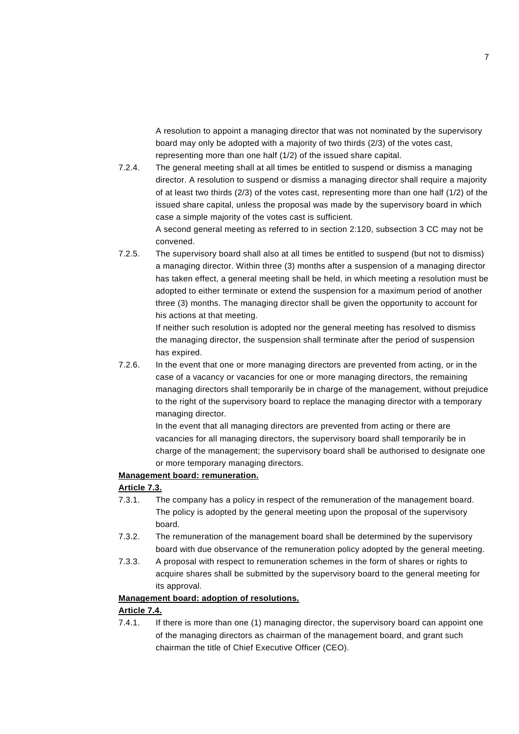A resolution to appoint a managing director that was not nominated by the supervisory board may only be adopted with a majority of two thirds (2/3) of the votes cast, representing more than one half (1/2) of the issued share capital.

7.2.4. The general meeting shall at all times be entitled to suspend or dismiss a managing director. A resolution to suspend or dismiss a managing director shall require a majority of at least two thirds (2/3) of the votes cast, representing more than one half (1/2) of the issued share capital, unless the proposal was made by the supervisory board in which case a simple majority of the votes cast is sufficient.
A second general meeting as referred to in section 2:120, subsection 3 CC may not be convened.

7.2.5. The supervisory board shall also at all times be entitled to suspend (but not to dismiss) a managing director. Within three (3) months after a suspension of a managing director has taken effect, a general meeting shall be held, in which meeting a resolution must be adopted to either terminate or extend the suspension for a maximum period of another three (3) months. The managing director shall be given the opportunity to account for his actions at that meeting.
If neither such resolution is adopted nor the general meeting has resolved to dismiss the managing director, the suspension shall terminate after the period of suspension has expired.

7.2.6. In the event that one or more managing directors are prevented from acting, or in the case of a vacancy or vacancies for one or more managing directors, the remaining managing directors shall temporarily be in charge of the management, without prejudice to the right of the supervisory board to replace the managing director with a temporary managing director.
In the event that all managing directors are prevented from acting or there are vacancies for all managing directors, the supervisory board shall temporarily be in charge of the management; the supervisory board shall be authorised to designate one or more temporary managing directors.

**Management board: remuneration.**

**Article 7.3.**

7.3.1. The company has a policy in respect of the remuneration of the management board. The policy is adopted by the general meeting upon the proposal of the supervisory board.

7.3.2. The remuneration of the management board shall be determined by the supervisory board with due observance of the remuneration policy adopted by the general meeting.

7.3.3. A proposal with respect to remuneration schemes in the form of shares or rights to acquire shares shall be submitted by the supervisory board to the general meeting for its approval.

**Management board: adoption of resolutions.**

**Article 7.4.**

7.4.1. If there is more than one (1) managing director, the supervisory board can appoint one of the managing directors as chairman of the management board, and grant such chairman the title of Chief Executive Officer (CEO).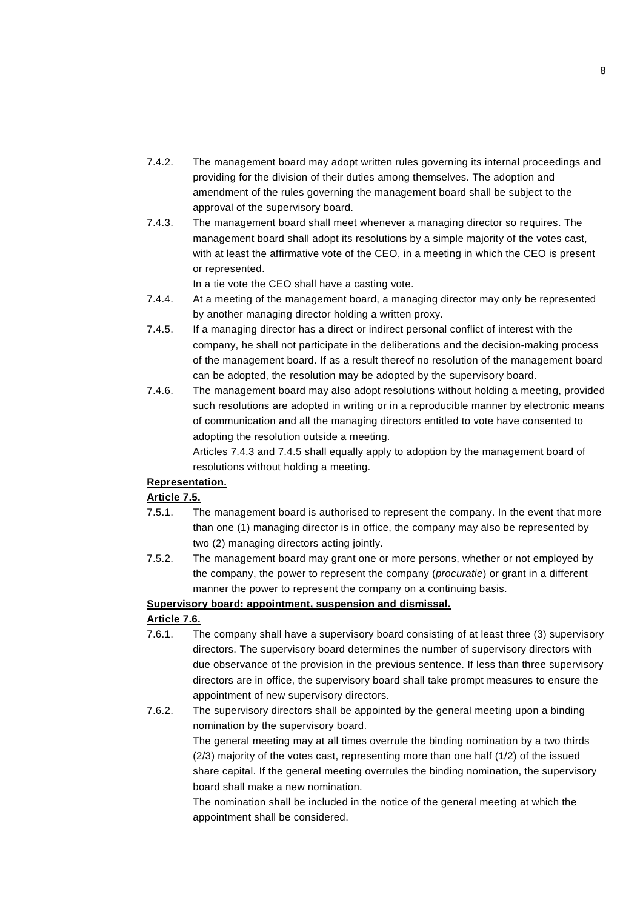7.4.2. The management board may adopt written rules governing its internal proceedings and providing for the division of their duties among themselves. The adoption and amendment of the rules governing the management board shall be subject to the approval of the supervisory board.

7.4.3. The management board shall meet whenever a managing director so requires. The management board shall adopt its resolutions by a simple majority of the votes cast, with at least the affirmative vote of the CEO, in a meeting in which the CEO is present or represented.
In a tie vote the CEO shall have a casting vote.

7.4.4. At a meeting of the management board, a managing director may only be represented by another managing director holding a written proxy.

7.4.5. If a managing director has a direct or indirect personal conflict of interest with the company, he shall not participate in the deliberations and the decision-making process of the management board. If as a result thereof no resolution of the management board can be adopted, the resolution may be adopted by the supervisory board.

7.4.6. The management board may also adopt resolutions without holding a meeting, provided such resolutions are adopted in writing or in a reproducible manner by electronic means of communication and all the managing directors entitled to vote have consented to adopting the resolution outside a meeting.
Articles 7.4.3 and 7.4.5 shall equally apply to adoption by the management board of resolutions without holding a meeting.

**Representation.**

**Article 7.5.**

7.5.1. The management board is authorised to represent the company. In the event that more than one (1) managing director is in office, the company may also be represented by two (2) managing directors acting jointly.

7.5.2. The management board may grant one or more persons, whether or not employed by the company, the power to represent the company (*procuratie*) or grant in a different manner the power to represent the company on a continuing basis.

**Supervisory board: appointment, suspension and dismissal.**

**Article 7.6.**

7.6.1. The company shall have a supervisory board consisting of at least three (3) supervisory directors. The supervisory board determines the number of supervisory directors with due observance of the provision in the previous sentence. If less than three supervisory directors are in office, the supervisory board shall take prompt measures to ensure the appointment of new supervisory directors.

7.6.2. The supervisory directors shall be appointed by the general meeting upon a binding nomination by the supervisory board.
The general meeting may at all times overrule the binding nomination by a two thirds (2/3) majority of the votes cast, representing more than one half (1/2) of the issued share capital. If the general meeting overrules the binding nomination, the supervisory board shall make a new nomination.
The nomination shall be included in the notice of the general meeting at which the appointment shall be considered.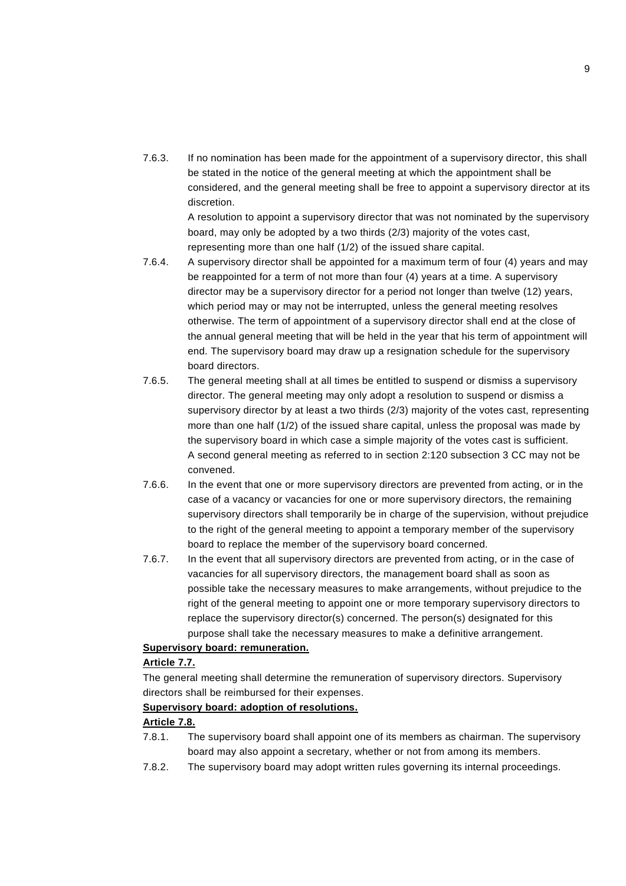7.6.3. If no nomination has been made for the appointment of a supervisory director, this shall be stated in the notice of the general meeting at which the appointment shall be considered, and the general meeting shall be free to appoint a supervisory director at its discretion.
A resolution to appoint a supervisory director that was not nominated by the supervisory board, may only be adopted by a two thirds (2/3) majority of the votes cast, representing more than one half (1/2) of the issued share capital.

7.6.4. A supervisory director shall be appointed for a maximum term of four (4) years and may be reappointed for a term of not more than four (4) years at a time. A supervisory director may be a supervisory director for a period not longer than twelve (12) years, which period may or may not be interrupted, unless the general meeting resolves otherwise. The term of appointment of a supervisory director shall end at the close of the annual general meeting that will be held in the year that his term of appointment will end. The supervisory board may draw up a resignation schedule for the supervisory board directors.

7.6.5. The general meeting shall at all times be entitled to suspend or dismiss a supervisory director. The general meeting may only adopt a resolution to suspend or dismiss a supervisory director by at least a two thirds (2/3) majority of the votes cast, representing more than one half (1/2) of the issued share capital, unless the proposal was made by the supervisory board in which case a simple majority of the votes cast is sufficient. A second general meeting as referred to in section 2:120 subsection 3 CC may not be convened.

7.6.6. In the event that one or more supervisory directors are prevented from acting, or in the case of a vacancy or vacancies for one or more supervisory directors, the remaining supervisory directors shall temporarily be in charge of the supervision, without prejudice to the right of the general meeting to appoint a temporary member of the supervisory board to replace the member of the supervisory board concerned.

7.6.7. In the event that all supervisory directors are prevented from acting, or in the case of vacancies for all supervisory directors, the management board shall as soon as possible take the necessary measures to make arrangements, without prejudice to the right of the general meeting to appoint one or more temporary supervisory directors to replace the supervisory director(s) concerned. The person(s) designated for this purpose shall take the necessary measures to make a definitive arrangement.

**Supervisory board: remuneration.**

**Article 7.7.**

The general meeting shall determine the remuneration of supervisory directors. Supervisory directors shall be reimbursed for their expenses.

**Supervisory board: adoption of resolutions.**

**Article 7.8.**

7.8.1. The supervisory board shall appoint one of its members as chairman. The supervisory board may also appoint a secretary, whether or not from among its members.

7.8.2. The supervisory board may adopt written rules governing its internal proceedings.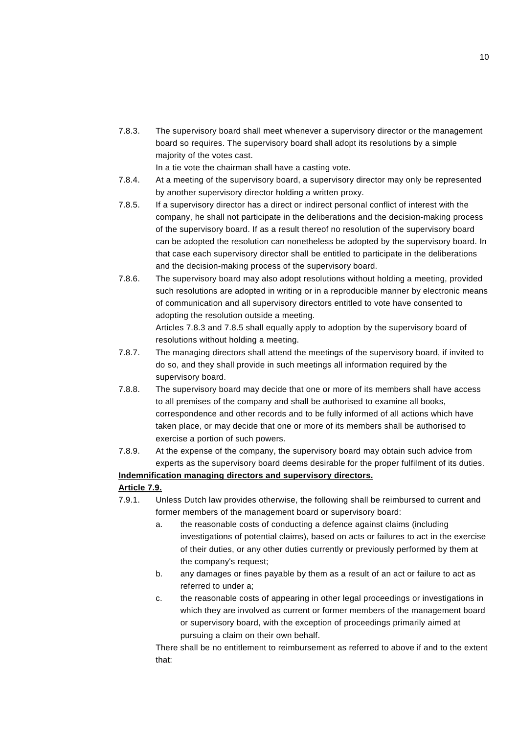7.8.3. The supervisory board shall meet whenever a supervisory director or the management board so requires. The supervisory board shall adopt its resolutions by a simple majority of the votes cast.
In a tie vote the chairman shall have a casting vote.

7.8.4. At a meeting of the supervisory board, a supervisory director may only be represented by another supervisory director holding a written proxy.

7.8.5. If a supervisory director has a direct or indirect personal conflict of interest with the company, he shall not participate in the deliberations and the decision-making process of the supervisory board. If as a result thereof no resolution of the supervisory board can be adopted the resolution can nonetheless be adopted by the supervisory board. In that case each supervisory director shall be entitled to participate in the deliberations and the decision-making process of the supervisory board.

7.8.6. The supervisory board may also adopt resolutions without holding a meeting, provided such resolutions are adopted in writing or in a reproducible manner by electronic means of communication and all supervisory directors entitled to vote have consented to adopting the resolution outside a meeting.
Articles 7.8.3 and 7.8.5 shall equally apply to adoption by the supervisory board of resolutions without holding a meeting.

7.8.7. The managing directors shall attend the meetings of the supervisory board, if invited to do so, and they shall provide in such meetings all information required by the supervisory board.

7.8.8. The supervisory board may decide that one or more of its members shall have access to all premises of the company and shall be authorised to examine all books, correspondence and other records and to be fully informed of all actions which have taken place, or may decide that one or more of its members shall be authorised to exercise a portion of such powers.

7.8.9. At the expense of the company, the supervisory board may obtain such advice from experts as the supervisory board deems desirable for the proper fulfilment of its duties.

**<u>Indemnification managing directors and supervisory directors.</u>**

**<u>Article 7.9.</u>**

7.9.1. Unless Dutch law provides otherwise, the following shall be reimbursed to current and former members of the management board or supervisory board:

a. the reasonable costs of conducting a defence against claims (including investigations of potential claims), based on acts or failures to act in the exercise of their duties, or any other duties currently or previously performed by them at the company's request;

b. any damages or fines payable by them as a result of an act or failure to act as referred to under a;

c. the reasonable costs of appearing in other legal proceedings or investigations in which they are involved as current or former members of the management board or supervisory board, with the exception of proceedings primarily aimed at pursuing a claim on their own behalf.

There shall be no entitlement to reimbursement as referred to above if and to the extent that: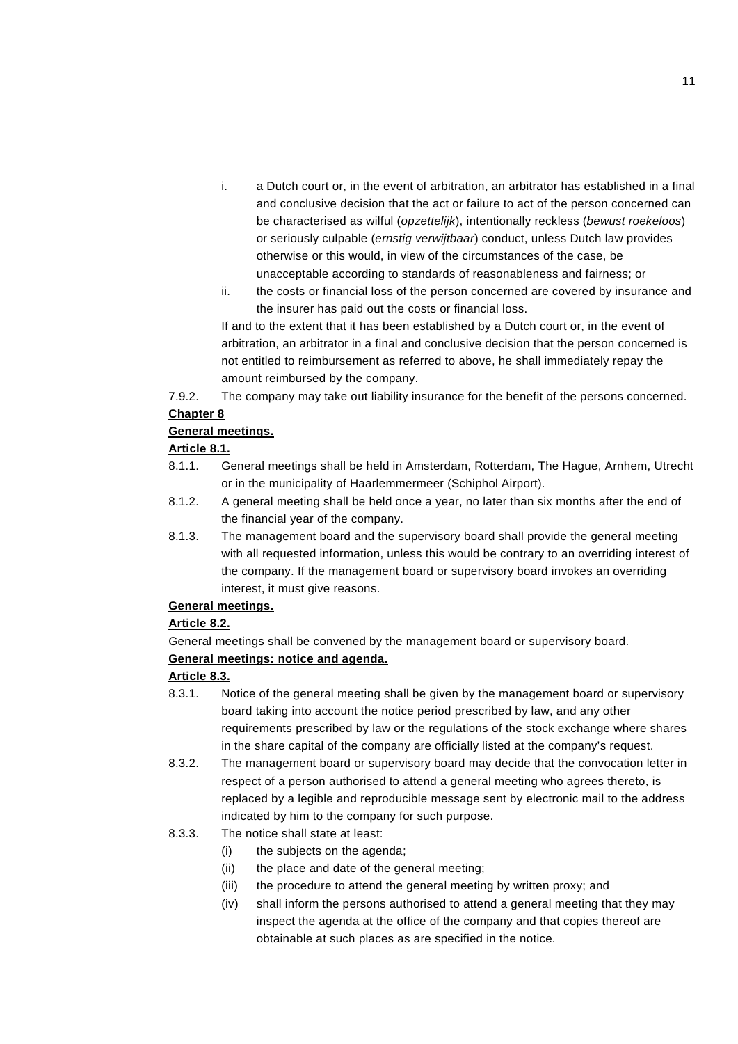i. a Dutch court or, in the event of arbitration, an arbitrator has established in a final and conclusive decision that the act or failure to act of the person concerned can be characterised as wilful (*opzettelijk*), intentionally reckless (*bewust roekeloos*) or seriously culpable (*ernstig verwijtbaar*) conduct, unless Dutch law provides otherwise or this would, in view of the circumstances of the case, be unacceptable according to standards of reasonableness and fairness; or

ii. the costs or financial loss of the person concerned are covered by insurance and the insurer has paid out the costs or financial loss.

If and to the extent that it has been established by a Dutch court or, in the event of arbitration, an arbitrator in a final and conclusive decision that the person concerned is not entitled to reimbursement as referred to above, he shall immediately repay the amount reimbursed by the company.

7.9.2. The company may take out liability insurance for the benefit of the persons concerned.

**Chapter 8**

**General meetings.**

**Article 8.1.**

8.1.1. General meetings shall be held in Amsterdam, Rotterdam, The Hague, Arnhem, Utrecht or in the municipality of Haarlemmermeer (Schiphol Airport).

8.1.2. A general meeting shall be held once a year, no later than six months after the end of the financial year of the company.

8.1.3. The management board and the supervisory board shall provide the general meeting with all requested information, unless this would be contrary to an overriding interest of the company. If the management board or supervisory board invokes an overriding interest, it must give reasons.

**General meetings.**

**Article 8.2.**

General meetings shall be convened by the management board or supervisory board.

**General meetings: notice and agenda.**

**Article 8.3.**

8.3.1. Notice of the general meeting shall be given by the management board or supervisory board taking into account the notice period prescribed by law, and any other requirements prescribed by law or the regulations of the stock exchange where shares in the share capital of the company are officially listed at the company's request.

8.3.2. The management board or supervisory board may decide that the convocation letter in respect of a person authorised to attend a general meeting who agrees thereto, is replaced by a legible and reproducible message sent by electronic mail to the address indicated by him to the company for such purpose.

8.3.3. The notice shall state at least:

(i) the subjects on the agenda;

(ii) the place and date of the general meeting;

(iii) the procedure to attend the general meeting by written proxy; and

(iv) shall inform the persons authorised to attend a general meeting that they may inspect the agenda at the office of the company and that copies thereof are obtainable at such places as are specified in the notice.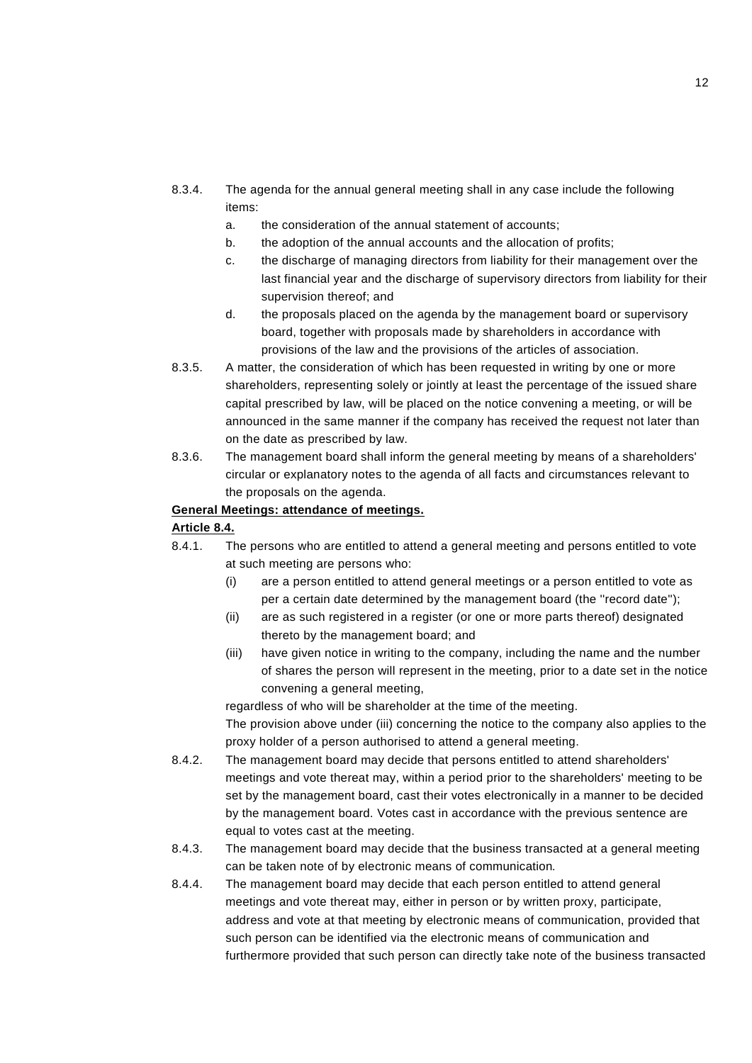8.3.4. The agenda for the annual general meeting shall in any case include the following items:

a. the consideration of the annual statement of accounts;

b. the adoption of the annual accounts and the allocation of profits;

c. the discharge of managing directors from liability for their management over the last financial year and the discharge of supervisory directors from liability for their supervision thereof; and

d. the proposals placed on the agenda by the management board or supervisory board, together with proposals made by shareholders in accordance with provisions of the law and the provisions of the articles of association.

8.3.5. A matter, the consideration of which has been requested in writing by one or more shareholders, representing solely or jointly at least the percentage of the issued share capital prescribed by law, will be placed on the notice convening a meeting, or will be announced in the same manner if the company has received the request not later than on the date as prescribed by law.

8.3.6. The management board shall inform the general meeting by means of a shareholders' circular or explanatory notes to the agenda of all facts and circumstances relevant to the proposals on the agenda.

**General Meetings: attendance of meetings.**

**Article 8.4.**

8.4.1. The persons who are entitled to attend a general meeting and persons entitled to vote at such meeting are persons who:

(i) are a person entitled to attend general meetings or a person entitled to vote as per a certain date determined by the management board (the "record date");

(ii) are as such registered in a register (or one or more parts thereof) designated thereto by the management board; and

(iii) have given notice in writing to the company, including the name and the number of shares the person will represent in the meeting, prior to a date set in the notice convening a general meeting,

regardless of who will be shareholder at the time of the meeting.

The provision above under (iii) concerning the notice to the company also applies to the proxy holder of a person authorised to attend a general meeting.

8.4.2. The management board may decide that persons entitled to attend shareholders' meetings and vote thereat may, within a period prior to the shareholders' meeting to be set by the management board, cast their votes electronically in a manner to be decided by the management board. Votes cast in accordance with the previous sentence are equal to votes cast at the meeting.

8.4.3. The management board may decide that the business transacted at a general meeting can be taken note of by electronic means of communication.

8.4.4. The management board may decide that each person entitled to attend general meetings and vote thereat may, either in person or by written proxy, participate, address and vote at that meeting by electronic means of communication, provided that such person can be identified via the electronic means of communication and furthermore provided that such person can directly take note of the business transacted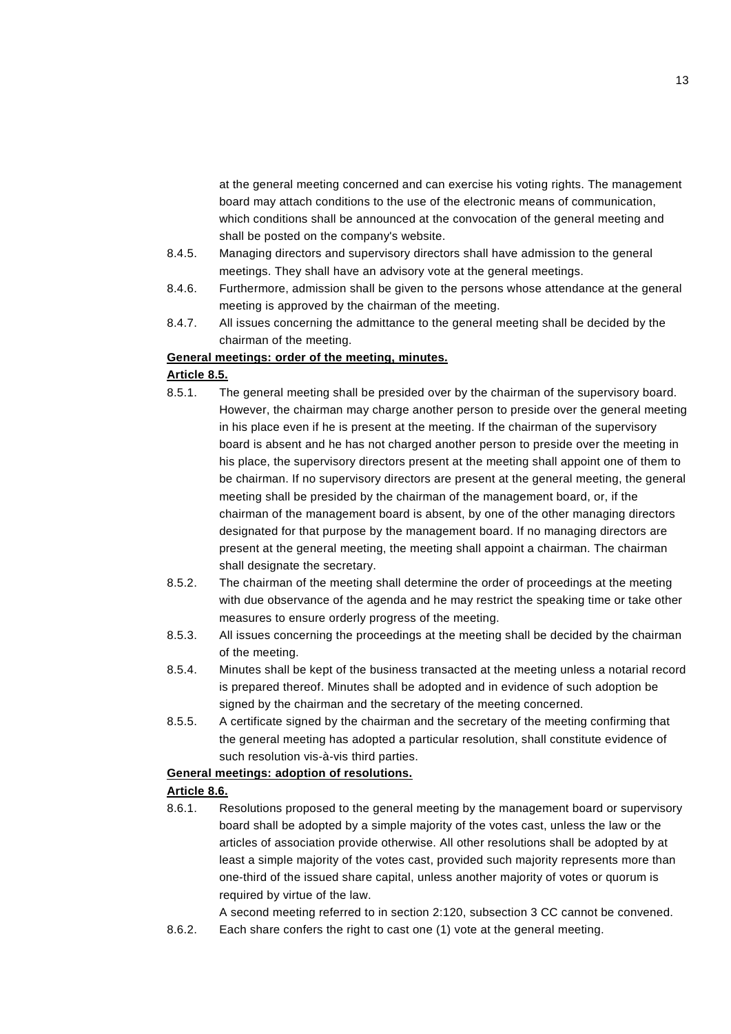at the general meeting concerned and can exercise his voting rights. The management board may attach conditions to the use of the electronic means of communication, which conditions shall be announced at the convocation of the general meeting and shall be posted on the company's website.

8.4.5. Managing directors and supervisory directors shall have admission to the general meetings. They shall have an advisory vote at the general meetings.

8.4.6. Furthermore, admission shall be given to the persons whose attendance at the general meeting is approved by the chairman of the meeting.

8.4.7. All issues concerning the admittance to the general meeting shall be decided by the chairman of the meeting.

**General meetings: order of the meeting, minutes.**

**Article 8.5.**

8.5.1. The general meeting shall be presided over by the chairman of the supervisory board. However, the chairman may charge another person to preside over the general meeting in his place even if he is present at the meeting. If the chairman of the supervisory board is absent and he has not charged another person to preside over the meeting in his place, the supervisory directors present at the meeting shall appoint one of them to be chairman. If no supervisory directors are present at the general meeting, the general meeting shall be presided by the chairman of the management board, or, if the chairman of the management board is absent, by one of the other managing directors designated for that purpose by the management board. If no managing directors are present at the general meeting, the meeting shall appoint a chairman. The chairman shall designate the secretary.

8.5.2. The chairman of the meeting shall determine the order of proceedings at the meeting with due observance of the agenda and he may restrict the speaking time or take other measures to ensure orderly progress of the meeting.

8.5.3. All issues concerning the proceedings at the meeting shall be decided by the chairman of the meeting.

8.5.4. Minutes shall be kept of the business transacted at the meeting unless a notarial record is prepared thereof. Minutes shall be adopted and in evidence of such adoption be signed by the chairman and the secretary of the meeting concerned.

8.5.5. A certificate signed by the chairman and the secretary of the meeting confirming that the general meeting has adopted a particular resolution, shall constitute evidence of such resolution vis-à-vis third parties.

**General meetings: adoption of resolutions.**

**Article 8.6.**

8.6.1. Resolutions proposed to the general meeting by the management board or supervisory board shall be adopted by a simple majority of the votes cast, unless the law or the articles of association provide otherwise. All other resolutions shall be adopted by at least a simple majority of the votes cast, provided such majority represents more than one-third of the issued share capital, unless another majority of votes or quorum is required by virtue of the law.

A second meeting referred to in section 2:120, subsection 3 CC cannot be convened.

8.6.2. Each share confers the right to cast one (1) vote at the general meeting.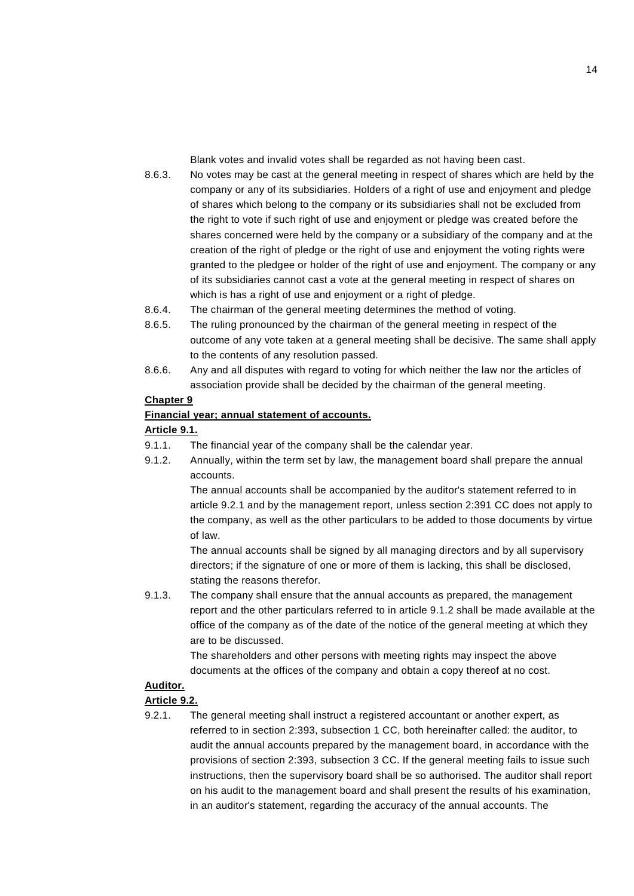Blank votes and invalid votes shall be regarded as not having been cast.

8.6.3. No votes may be cast at the general meeting in respect of shares which are held by the company or any of its subsidiaries. Holders of a right of use and enjoyment and pledge of shares which belong to the company or its subsidiaries shall not be excluded from the right to vote if such right of use and enjoyment or pledge was created before the shares concerned were held by the company or a subsidiary of the company and at the creation of the right of pledge or the right of use and enjoyment the voting rights were granted to the pledgee or holder of the right of use and enjoyment. The company or any of its subsidiaries cannot cast a vote at the general meeting in respect of shares on which is has a right of use and enjoyment or a right of pledge.

8.6.4. The chairman of the general meeting determines the method of voting.

8.6.5. The ruling pronounced by the chairman of the general meeting in respect of the outcome of any vote taken at a general meeting shall be decisive. The same shall apply to the contents of any resolution passed.

8.6.6. Any and all disputes with regard to voting for which neither the law nor the articles of association provide shall be decided by the chairman of the general meeting.

## Chapter 9

## Financial year; annual statement of accounts.

### Article 9.1.

9.1.1. The financial year of the company shall be the calendar year.

9.1.2. Annually, within the term set by law, the management board shall prepare the annual accounts.

The annual accounts shall be accompanied by the auditor's statement referred to in article 9.2.1 and by the management report, unless section 2:391 CC does not apply to the company, as well as the other particulars to be added to those documents by virtue of law.

The annual accounts shall be signed by all managing directors and by all supervisory directors; if the signature of one or more of them is lacking, this shall be disclosed, stating the reasons therefor.

9.1.3. The company shall ensure that the annual accounts as prepared, the management report and the other particulars referred to in article 9.1.2 shall be made available at the office of the company as of the date of the notice of the general meeting at which they are to be discussed.

The shareholders and other persons with meeting rights may inspect the above documents at the offices of the company and obtain a copy thereof at no cost.

## Auditor.

### Article 9.2.

9.2.1. The general meeting shall instruct a registered accountant or another expert, as referred to in section 2:393, subsection 1 CC, both hereinafter called: the auditor, to audit the annual accounts prepared by the management board, in accordance with the provisions of section 2:393, subsection 3 CC. If the general meeting fails to issue such instructions, then the supervisory board shall be so authorised. The auditor shall report on his audit to the management board and shall present the results of his examination, in an auditor's statement, regarding the accuracy of the annual accounts. The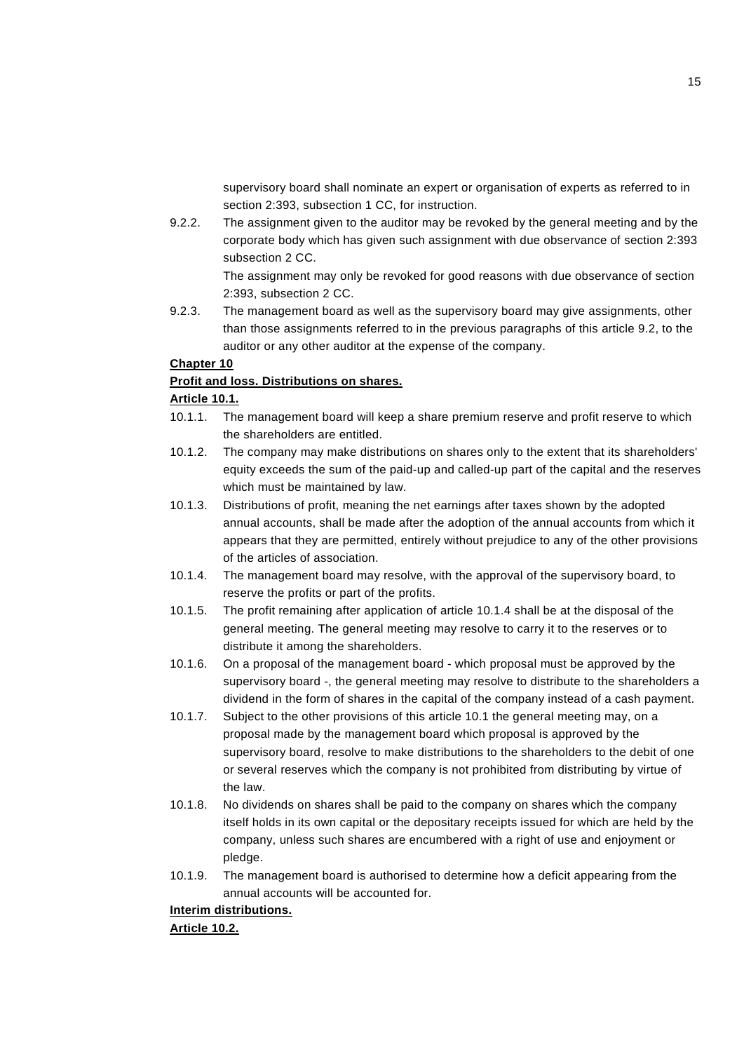supervisory board shall nominate an expert or organisation of experts as referred to in section 2:393, subsection 1 CC, for instruction.

9.2.2. The assignment given to the auditor may be revoked by the general meeting and by the corporate body which has given such assignment with due observance of section 2:393 subsection 2 CC.
The assignment may only be revoked for good reasons with due observance of section 2:393, subsection 2 CC.

9.2.3. The management board as well as the supervisory board may give assignments, other than those assignments referred to in the previous paragraphs of this article 9.2, to the auditor or any other auditor at the expense of the company.

**Chapter 10**

**Profit and loss. Distributions on shares.**

**Article 10.1.**

10.1.1. The management board will keep a share premium reserve and profit reserve to which the shareholders are entitled.

10.1.2. The company may make distributions on shares only to the extent that its shareholders' equity exceeds the sum of the paid-up and called-up part of the capital and the reserves which must be maintained by law.

10.1.3. Distributions of profit, meaning the net earnings after taxes shown by the adopted annual accounts, shall be made after the adoption of the annual accounts from which it appears that they are permitted, entirely without prejudice to any of the other provisions of the articles of association.

10.1.4. The management board may resolve, with the approval of the supervisory board, to reserve the profits or part of the profits.

10.1.5. The profit remaining after application of article 10.1.4 shall be at the disposal of the general meeting. The general meeting may resolve to carry it to the reserves or to distribute it among the shareholders.

10.1.6. On a proposal of the management board - which proposal must be approved by the supervisory board -, the general meeting may resolve to distribute to the shareholders a dividend in the form of shares in the capital of the company instead of a cash payment.

10.1.7. Subject to the other provisions of this article 10.1 the general meeting may, on a proposal made by the management board which proposal is approved by the supervisory board, resolve to make distributions to the shareholders to the debit of one or several reserves which the company is not prohibited from distributing by virtue of the law.

10.1.8. No dividends on shares shall be paid to the company on shares which the company itself holds in its own capital or the depositary receipts issued for which are held by the company, unless such shares are encumbered with a right of use and enjoyment or pledge.

10.1.9. The management board is authorised to determine how a deficit appearing from the annual accounts will be accounted for.

**Interim distributions.**

**Article 10.2.**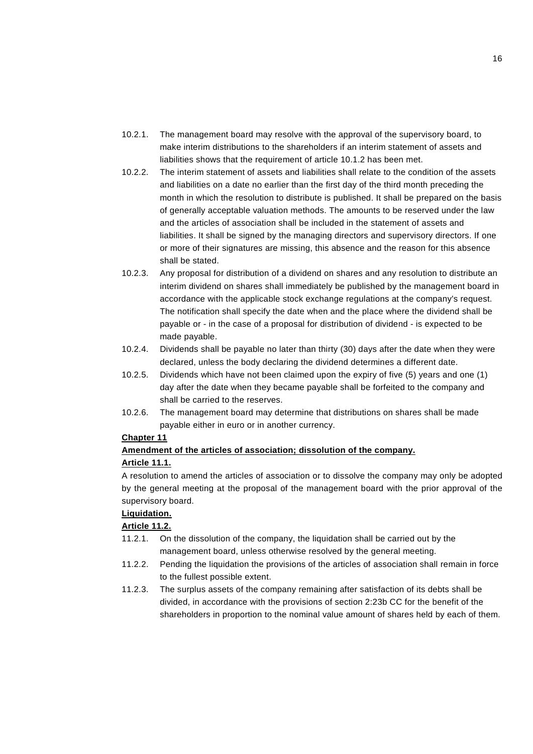10.2.1. The management board may resolve with the approval of the supervisory board, to make interim distributions to the shareholders if an interim statement of assets and liabilities shows that the requirement of article 10.1.2 has been met.

10.2.2. The interim statement of assets and liabilities shall relate to the condition of the assets and liabilities on a date no earlier than the first day of the third month preceding the month in which the resolution to distribute is published. It shall be prepared on the basis of generally acceptable valuation methods. The amounts to be reserved under the law and the articles of association shall be included in the statement of assets and liabilities. It shall be signed by the managing directors and supervisory directors. If one or more of their signatures are missing, this absence and the reason for this absence shall be stated.

10.2.3. Any proposal for distribution of a dividend on shares and any resolution to distribute an interim dividend on shares shall immediately be published by the management board in accordance with the applicable stock exchange regulations at the company's request. The notification shall specify the date when and the place where the dividend shall be payable or - in the case of a proposal for distribution of dividend - is expected to be made payable.

10.2.4. Dividends shall be payable no later than thirty (30) days after the date when they were declared, unless the body declaring the dividend determines a different date.

10.2.5. Dividends which have not been claimed upon the expiry of five (5) years and one (1) day after the date when they became payable shall be forfeited to the company and shall be carried to the reserves.

10.2.6. The management board may determine that distributions on shares shall be made payable either in euro or in another currency.

**Chapter 11**

**Amendment of the articles of association; dissolution of the company.**

**Article 11.1.**

A resolution to amend the articles of association or to dissolve the company may only be adopted by the general meeting at the proposal of the management board with the prior approval of the supervisory board.

**Liquidation.**

**Article 11.2.**

11.2.1. On the dissolution of the company, the liquidation shall be carried out by the management board, unless otherwise resolved by the general meeting.

11.2.2. Pending the liquidation the provisions of the articles of association shall remain in force to the fullest possible extent.

11.2.3. The surplus assets of the company remaining after satisfaction of its debts shall be divided, in accordance with the provisions of section 2:23b CC for the benefit of the shareholders in proportion to the nominal value amount of shares held by each of them.